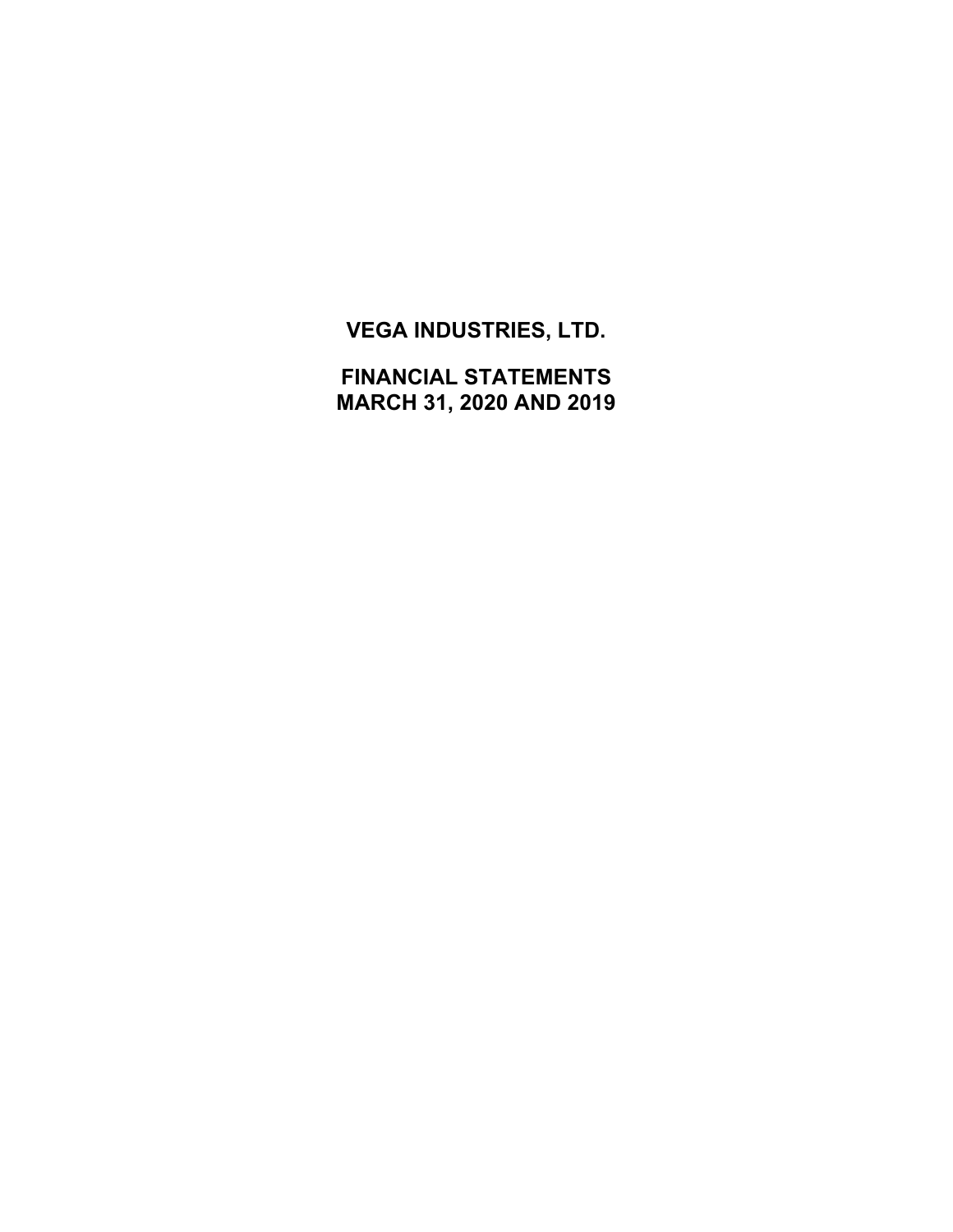# VEGA INDUSTRIES, LTD.

## FINANCIAL STATEMENTS
## MARCH 31, 2020 AND 2019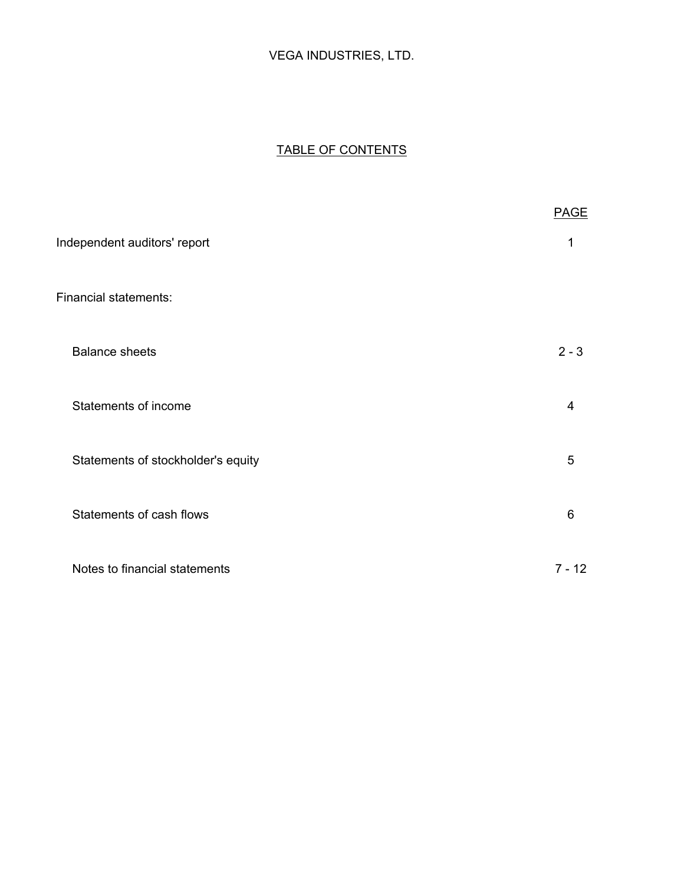VEGA INDUSTRIES, LTD.

## TABLE OF CONTENTS

| | PAGE |
|---|---|
| Independent auditors' report | 1 |
| Financial statements: | |
| Balance sheets | 2 - 3 |
| Statements of income | 4 |
| Statements of stockholder's equity | 5 |
| Statements of cash flows | 6 |
| Notes to financial statements | 7 - 12 |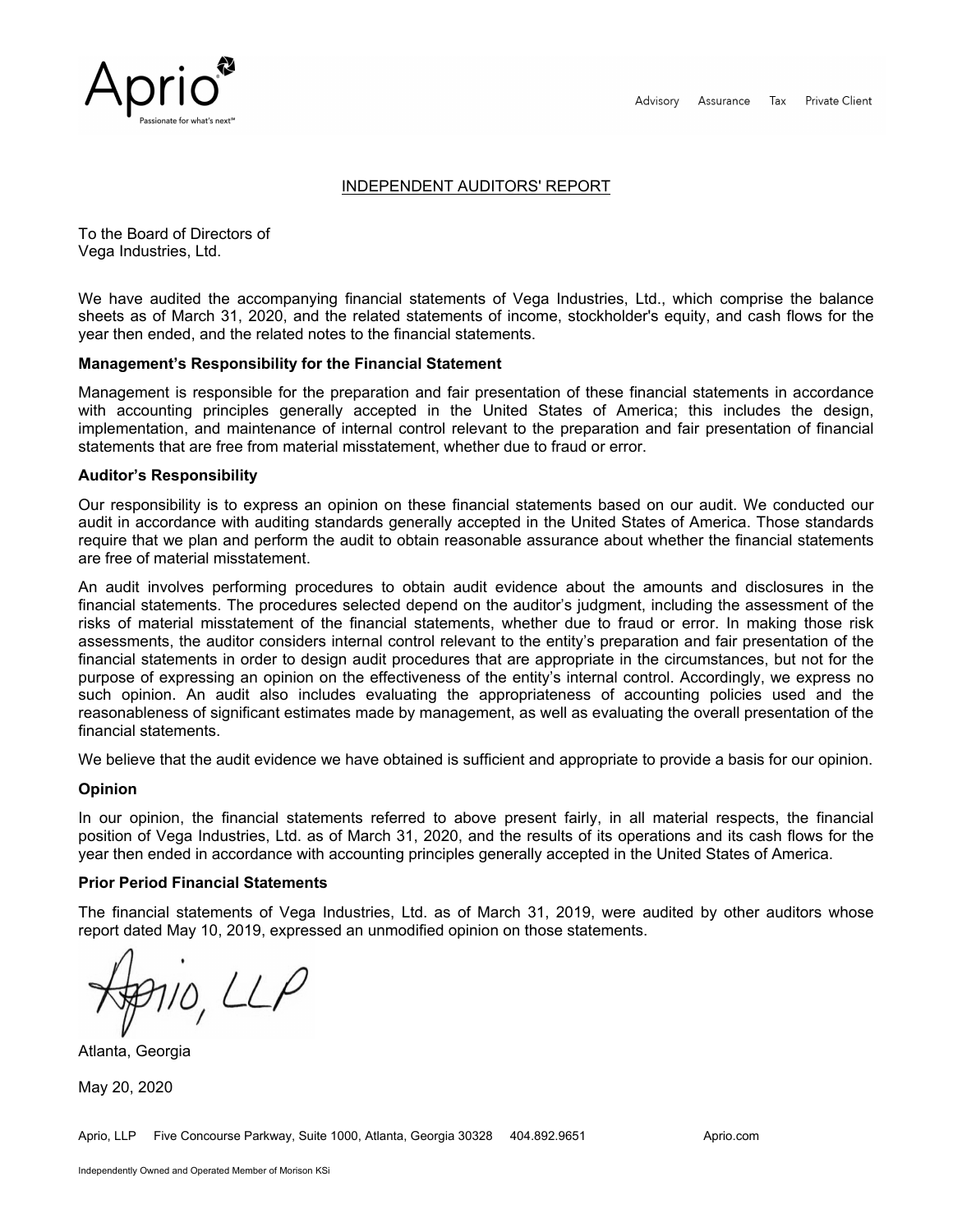Aprio

Passionate for what's next™

Advisory Assurance Tax Private Client

# INDEPENDENT AUDITORS' REPORT

To the Board of Directors of
Vega Industries, Ltd.

We have audited the accompanying financial statements of Vega Industries, Ltd., which comprise the balance sheets as of March 31, 2020, and the related statements of income, stockholder's equity, and cash flows for the year then ended, and the related notes to the financial statements.

**Management's Responsibility for the Financial Statement**

Management is responsible for the preparation and fair presentation of these financial statements in accordance with accounting principles generally accepted in the United States of America; this includes the design, implementation, and maintenance of internal control relevant to the preparation and fair presentation of financial statements that are free from material misstatement, whether due to fraud or error.

**Auditor's Responsibility**

Our responsibility is to express an opinion on these financial statements based on our audit. We conducted our audit in accordance with auditing standards generally accepted in the United States of America. Those standards require that we plan and perform the audit to obtain reasonable assurance about whether the financial statements are free of material misstatement.

An audit involves performing procedures to obtain audit evidence about the amounts and disclosures in the financial statements. The procedures selected depend on the auditor's judgment, including the assessment of the risks of material misstatement of the financial statements, whether due to fraud or error. In making those risk assessments, the auditor considers internal control relevant to the entity's preparation and fair presentation of the financial statements in order to design audit procedures that are appropriate in the circumstances, but not for the purpose of expressing an opinion on the effectiveness of the entity's internal control. Accordingly, we express no such opinion. An audit also includes evaluating the appropriateness of accounting policies used and the reasonableness of significant estimates made by management, as well as evaluating the overall presentation of the financial statements.

We believe that the audit evidence we have obtained is sufficient and appropriate to provide a basis for our opinion.

**Opinion**

In our opinion, the financial statements referred to above present fairly, in all material respects, the financial position of Vega Industries, Ltd. as of March 31, 2020, and the results of its operations and its cash flows for the year then ended in accordance with accounting principles generally accepted in the United States of America.

**Prior Period Financial Statements**

The financial statements of Vega Industries, Ltd. as of March 31, 2019, were audited by other auditors whose report dated May 10, 2019, expressed an unmodified opinion on those statements.

Aprio, LLP

Atlanta, Georgia

May 20, 2020

Aprio, LLP Five Concourse Parkway, Suite 1000, Atlanta, Georgia 30328 404.892.9651 Aprio.com

Independently Owned and Operated Member of Morison KSi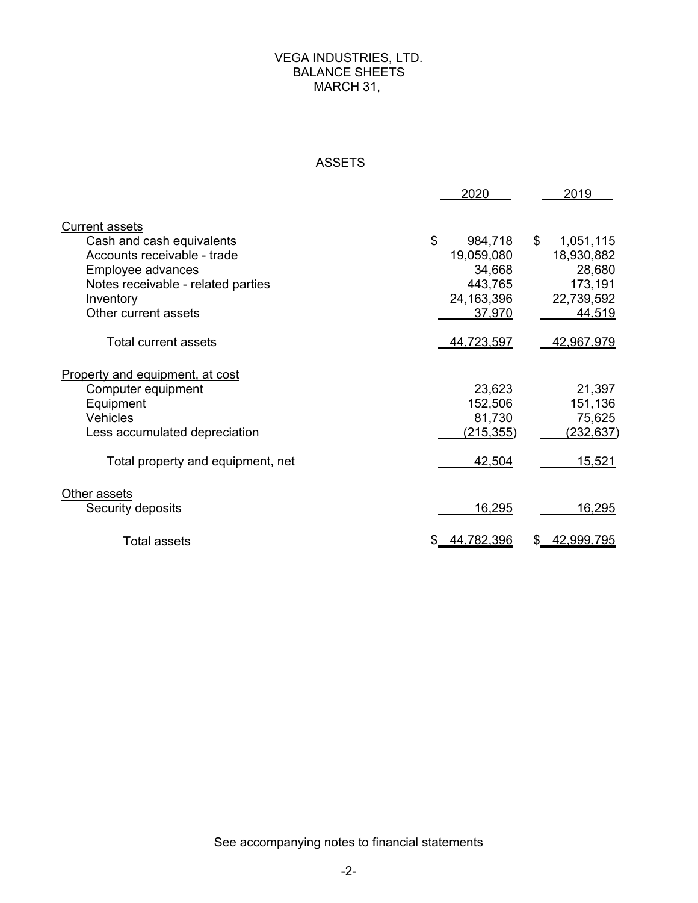# VEGA INDUSTRIES, LTD.
## BALANCE SHEETS
## MARCH 31,

### ASSETS

| | 2020 | 2019 |
|---|---|---|
| **Current assets** | | |
| Cash and cash equivalents | $ 984,718 | $ 1,051,115 |
| Accounts receivable - trade | 19,059,080 | 18,930,882 |
| Employee advances | 34,668 | 28,680 |
| Notes receivable - related parties | 443,765 | 173,191 |
| Inventory | 24,163,396 | 22,739,592 |
| Other current assets | 37,970 | 44,519 |
| Total current assets | 44,723,597 | 42,967,979 |
| **Property and equipment, at cost** | | |
| Computer equipment | 23,623 | 21,397 |
| Equipment | 152,506 | 151,136 |
| Vehicles | 81,730 | 75,625 |
| Less accumulated depreciation | (215,355) | (232,637) |
| Total property and equipment, net | 42,504 | 15,521 |
| **Other assets** | | |
| Security deposits | 16,295 | 16,295 |
| Total assets | $ 44,782,396 | $ 42,999,795 |

See accompanying notes to financial statements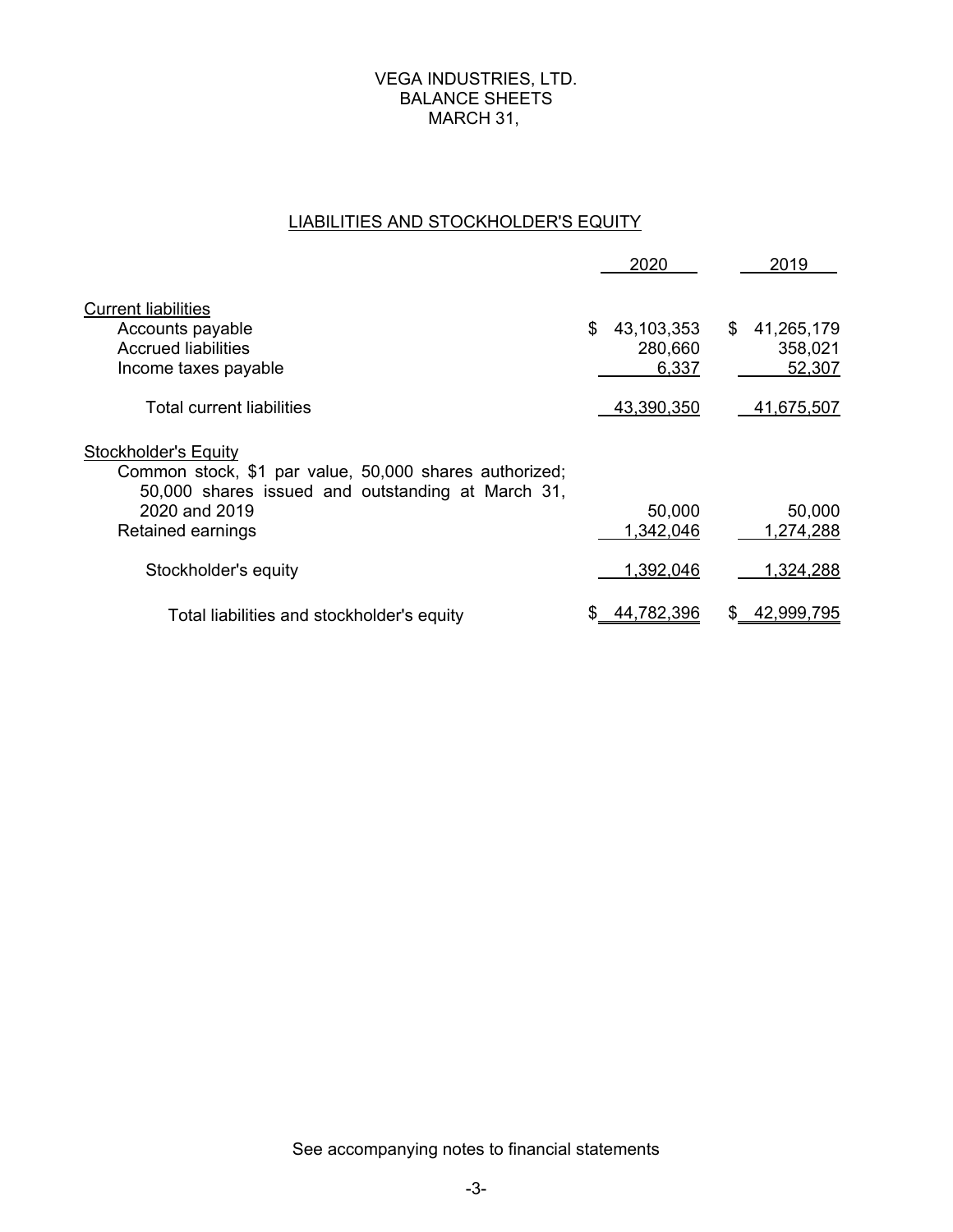# VEGA INDUSTRIES, LTD.
## BALANCE SHEETS
## MARCH 31,

### LIABILITIES AND STOCKHOLDER'S EQUITY

| | 2020 | 2019 |
|---|---|---|
| **Current liabilities** | | |
| Accounts payable | $ 43,103,353 | $ 41,265,179 |
| Accrued liabilities | 280,660 | 358,021 |
| Income taxes payable | 6,337 | 52,307 |
| Total current liabilities | 43,390,350 | 41,675,507 |
| **Stockholder's Equity** | | |
| Common stock, $1 par value, 50,000 shares authorized; 50,000 shares issued and outstanding at March 31, 2020 and 2019 | 50,000 | 50,000 |
| Retained earnings | 1,342,046 | 1,274,288 |
| Stockholder's equity | 1,392,046 | 1,324,288 |
| Total liabilities and stockholder's equity | $ 44,782,396 | $ 42,999,795 |

See accompanying notes to financial statements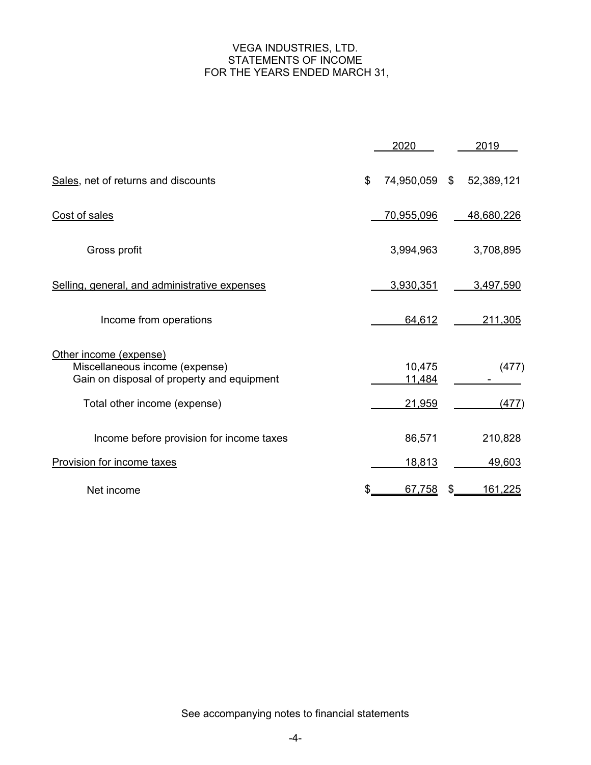# VEGA INDUSTRIES, LTD.
## STATEMENTS OF INCOME
### FOR THE YEARS ENDED MARCH 31,

| | 2020 | 2019 |
|---|---|---|
| Sales, net of returns and discounts | $ 74,950,059 | $ 52,389,121 |
| Cost of sales | 70,955,096 | 48,680,226 |
| Gross profit | 3,994,963 | 3,708,895 |
| Selling, general, and administrative expenses | 3,930,351 | 3,497,590 |
| Income from operations | 64,612 | 211,305 |
| Other income (expense) | | |
| Miscellaneous income (expense) | 10,475 | (477) |
| Gain on disposal of property and equipment | 11,484 | - |
| Total other income (expense) | 21,959 | (477) |
| Income before provision for income taxes | 86,571 | 210,828 |
| Provision for income taxes | 18,813 | 49,603 |
| Net income | $ 67,758 | $ 161,225 |

See accompanying notes to financial statements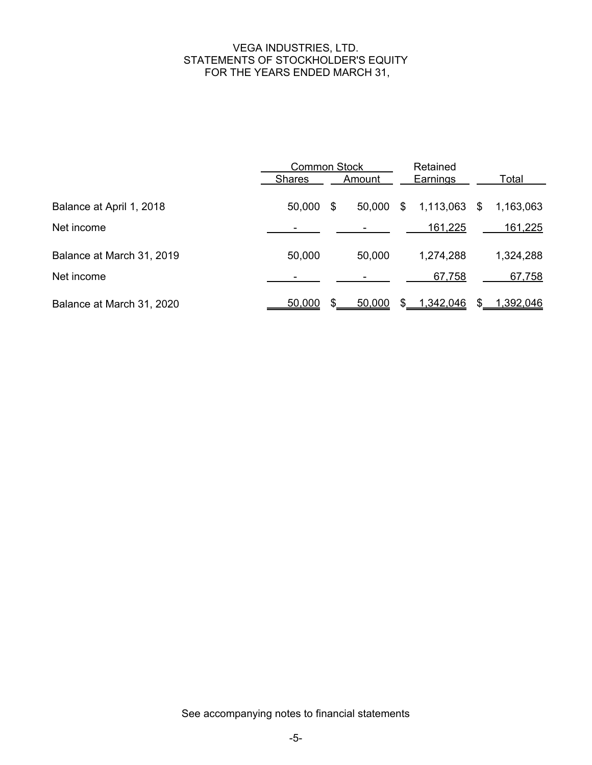# VEGA INDUSTRIES, LTD.
## STATEMENTS OF STOCKHOLDER'S EQUITY
### FOR THE YEARS ENDED MARCH 31,

| | Common Stock | | Retained | |
|---|---|---|---|---|
| | Shares | Amount | Earnings | Total |
| Balance at April 1, 2018 | 50,000 | $ 50,000 | $ 1,113,063 | $ 1,163,063 |
| Net income | - | - | 161,225 | 161,225 |
| Balance at March 31, 2019 | 50,000 | 50,000 | 1,274,288 | 1,324,288 |
| Net income | - | - | 67,758 | 67,758 |
| Balance at March 31, 2020 | 50,000 | $ 50,000 | $ 1,342,046 | $ 1,392,046 |

See accompanying notes to financial statements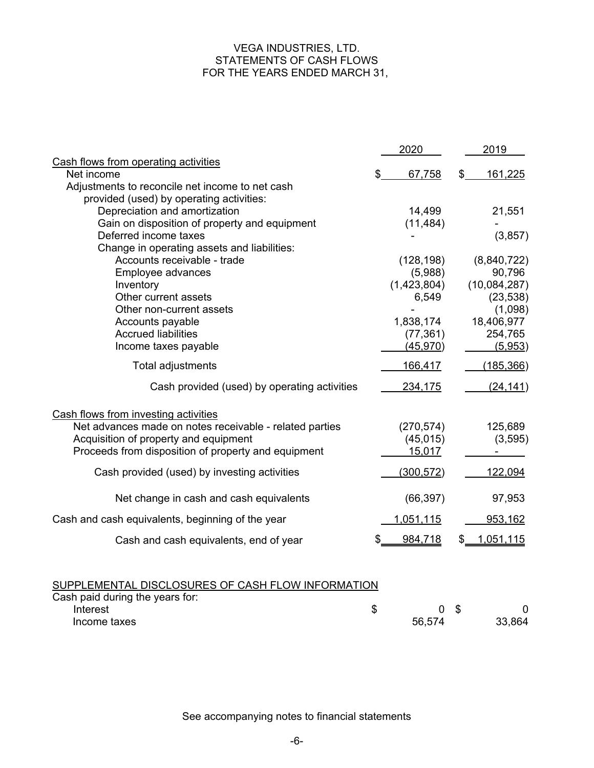# VEGA INDUSTRIES, LTD.
## STATEMENTS OF CASH FLOWS
## FOR THE YEARS ENDED MARCH 31,

| | 2020 | 2019 |
|---|---|---|
| **Cash flows from operating activities** | | |
| Net income | $ 67,758 | $ 161,225 |
| Adjustments to reconcile net income to net cash provided (used) by operating activities: | | |
| Depreciation and amortization | 14,499 | 21,551 |
| Gain on disposition of property and equipment | (11,484) | - |
| Deferred income taxes | - | (3,857) |
| Change in operating assets and liabilities: | | |
| Accounts receivable - trade | (128,198) | (8,840,722) |
| Employee advances | (5,988) | 90,796 |
| Inventory | (1,423,804) | (10,084,287) |
| Other current assets | 6,549 | (23,538) |
| Other non-current assets | - | (1,098) |
| Accounts payable | 1,838,174 | 18,406,977 |
| Accrued liabilities | (77,361) | 254,765 |
| Income taxes payable | (45,970) | (5,953) |
| Total adjustments | 166,417 | (185,366) |
| Cash provided (used) by operating activities | 234,175 | (24,141) |
| **Cash flows from investing activities** | | |
| Net advances made on notes receivable - related parties | (270,574) | 125,689 |
| Acquisition of property and equipment | (45,015) | (3,595) |
| Proceeds from disposition of property and equipment | 15,017 | - |
| Cash provided (used) by investing activities | (300,572) | 122,094 |
| Net change in cash and cash equivalents | (66,397) | 97,953 |
| Cash and cash equivalents, beginning of the year | 1,051,115 | 953,162 |
| Cash and cash equivalents, end of year | $ 984,718 | $ 1,051,115 |

## SUPPLEMENTAL DISCLOSURES OF CASH FLOW INFORMATION

| Cash paid during the years for: | | |
|---|---|---|
| Interest | $ 0 | $ 0 |
| Income taxes | 56,574 | 33,864 |

See accompanying notes to financial statements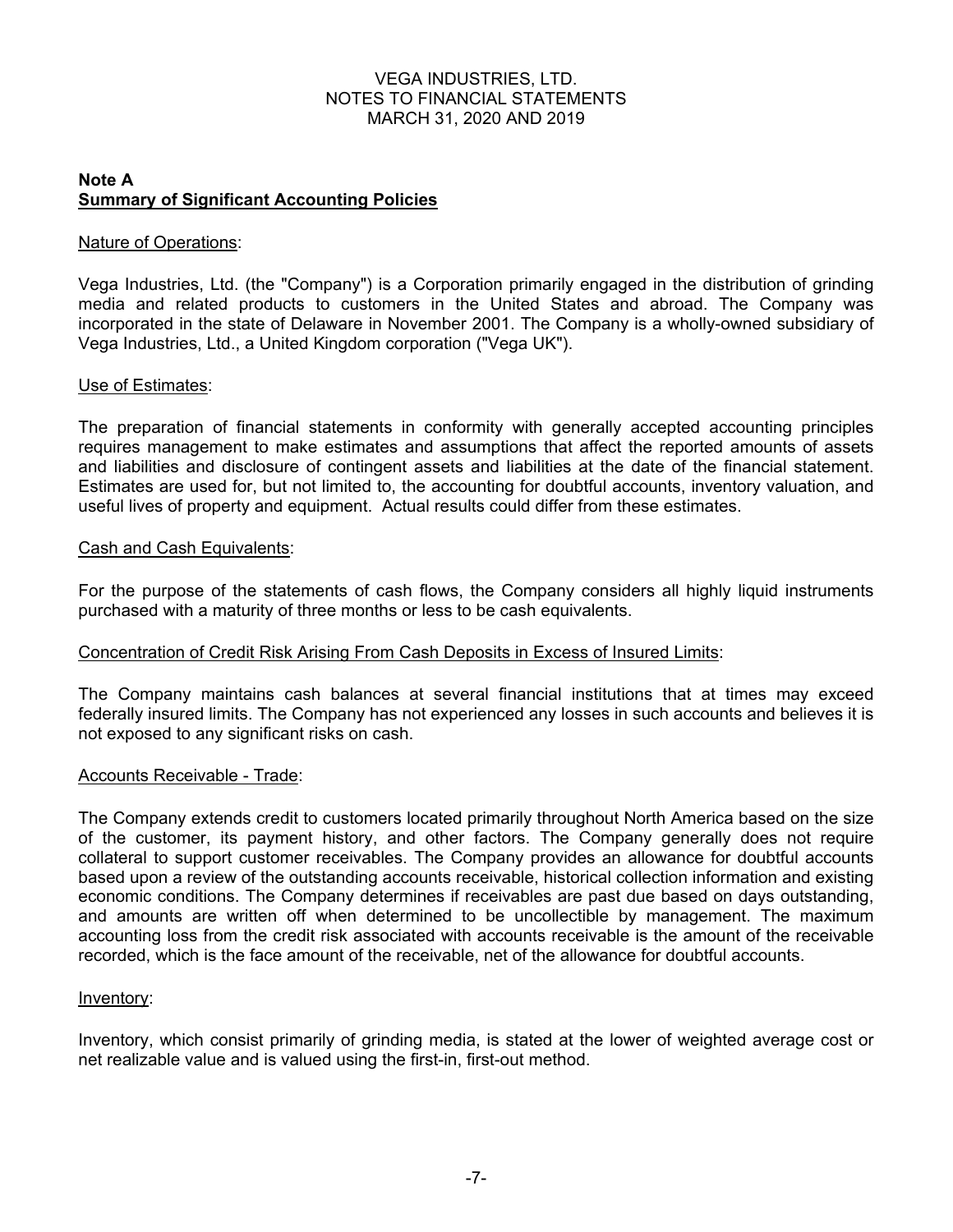VEGA INDUSTRIES, LTD.
NOTES TO FINANCIAL STATEMENTS
MARCH 31, 2020 AND 2019

## Note A
## Summary of Significant Accounting Policies

Nature of Operations:

Vega Industries, Ltd. (the "Company") is a Corporation primarily engaged in the distribution of grinding media and related products to customers in the United States and abroad. The Company was incorporated in the state of Delaware in November 2001. The Company is a wholly-owned subsidiary of Vega Industries, Ltd., a United Kingdom corporation ("Vega UK").

Use of Estimates:

The preparation of financial statements in conformity with generally accepted accounting principles requires management to make estimates and assumptions that affect the reported amounts of assets and liabilities and disclosure of contingent assets and liabilities at the date of the financial statement. Estimates are used for, but not limited to, the accounting for doubtful accounts, inventory valuation, and useful lives of property and equipment. Actual results could differ from these estimates.

Cash and Cash Equivalents:

For the purpose of the statements of cash flows, the Company considers all highly liquid instruments purchased with a maturity of three months or less to be cash equivalents.

Concentration of Credit Risk Arising From Cash Deposits in Excess of Insured Limits:

The Company maintains cash balances at several financial institutions that at times may exceed federally insured limits. The Company has not experienced any losses in such accounts and believes it is not exposed to any significant risks on cash.

Accounts Receivable - Trade:

The Company extends credit to customers located primarily throughout North America based on the size of the customer, its payment history, and other factors. The Company generally does not require collateral to support customer receivables. The Company provides an allowance for doubtful accounts based upon a review of the outstanding accounts receivable, historical collection information and existing economic conditions. The Company determines if receivables are past due based on days outstanding, and amounts are written off when determined to be uncollectible by management. The maximum accounting loss from the credit risk associated with accounts receivable is the amount of the receivable recorded, which is the face amount of the receivable, net of the allowance for doubtful accounts.

Inventory:

Inventory, which consist primarily of grinding media, is stated at the lower of weighted average cost or net realizable value and is valued using the first-in, first-out method.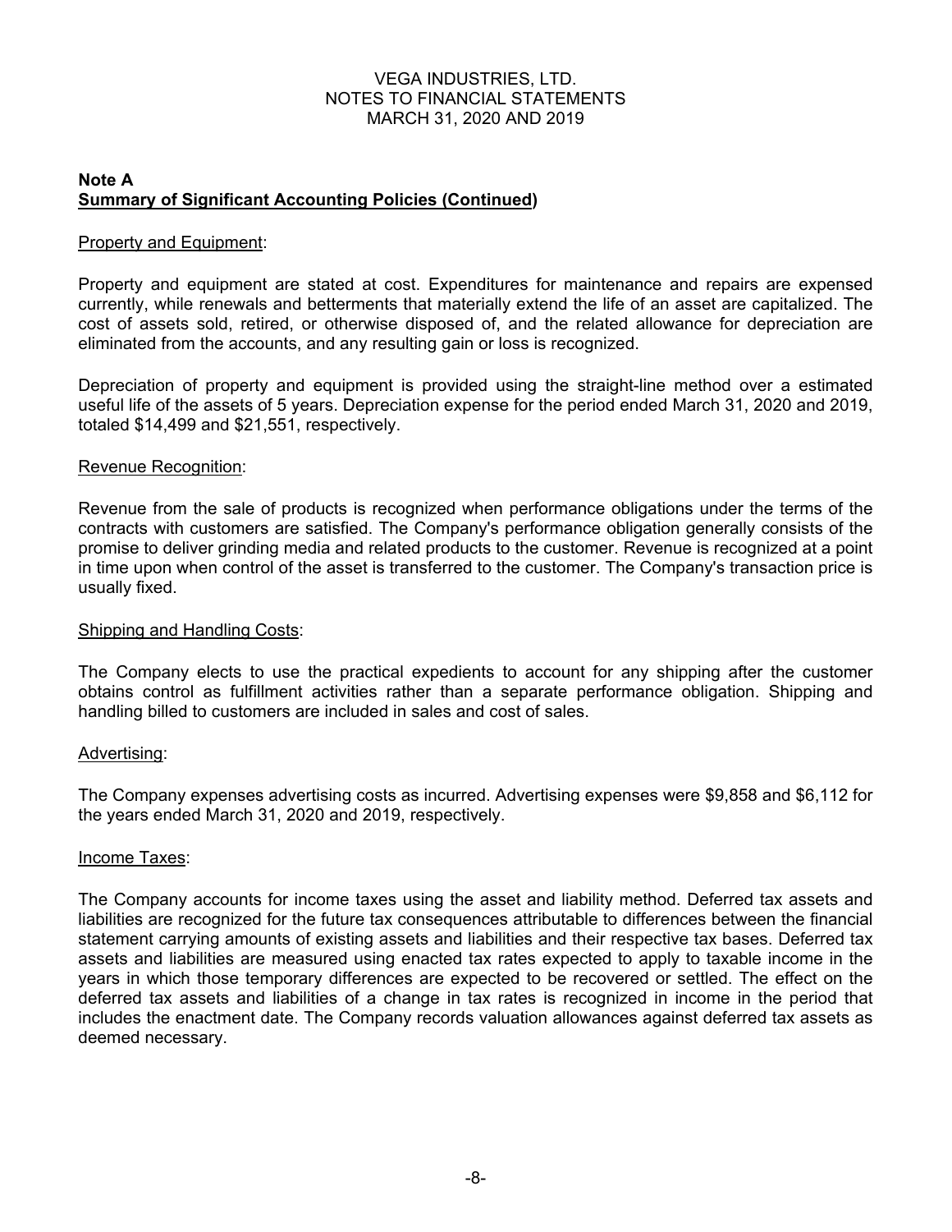VEGA INDUSTRIES, LTD.
NOTES TO FINANCIAL STATEMENTS
MARCH 31, 2020 AND 2019

**Note A**
**Summary of Significant Accounting Policies (Continued)**

Property and Equipment:

Property and equipment are stated at cost. Expenditures for maintenance and repairs are expensed currently, while renewals and betterments that materially extend the life of an asset are capitalized. The cost of assets sold, retired, or otherwise disposed of, and the related allowance for depreciation are eliminated from the accounts, and any resulting gain or loss is recognized.

Depreciation of property and equipment is provided using the straight-line method over a estimated useful life of the assets of 5 years. Depreciation expense for the period ended March 31, 2020 and 2019, totaled $14,499 and $21,551, respectively.

Revenue Recognition:

Revenue from the sale of products is recognized when performance obligations under the terms of the contracts with customers are satisfied. The Company's performance obligation generally consists of the promise to deliver grinding media and related products to the customer. Revenue is recognized at a point in time upon when control of the asset is transferred to the customer. The Company's transaction price is usually fixed.

Shipping and Handling Costs:

The Company elects to use the practical expedients to account for any shipping after the customer obtains control as fulfillment activities rather than a separate performance obligation. Shipping and handling billed to customers are included in sales and cost of sales.

Advertising:

The Company expenses advertising costs as incurred. Advertising expenses were $9,858 and $6,112 for the years ended March 31, 2020 and 2019, respectively.

Income Taxes:

The Company accounts for income taxes using the asset and liability method. Deferred tax assets and liabilities are recognized for the future tax consequences attributable to differences between the financial statement carrying amounts of existing assets and liabilities and their respective tax bases. Deferred tax assets and liabilities are measured using enacted tax rates expected to apply to taxable income in the years in which those temporary differences are expected to be recovered or settled. The effect on the deferred tax assets and liabilities of a change in tax rates is recognized in income in the period that includes the enactment date. The Company records valuation allowances against deferred tax assets as deemed necessary.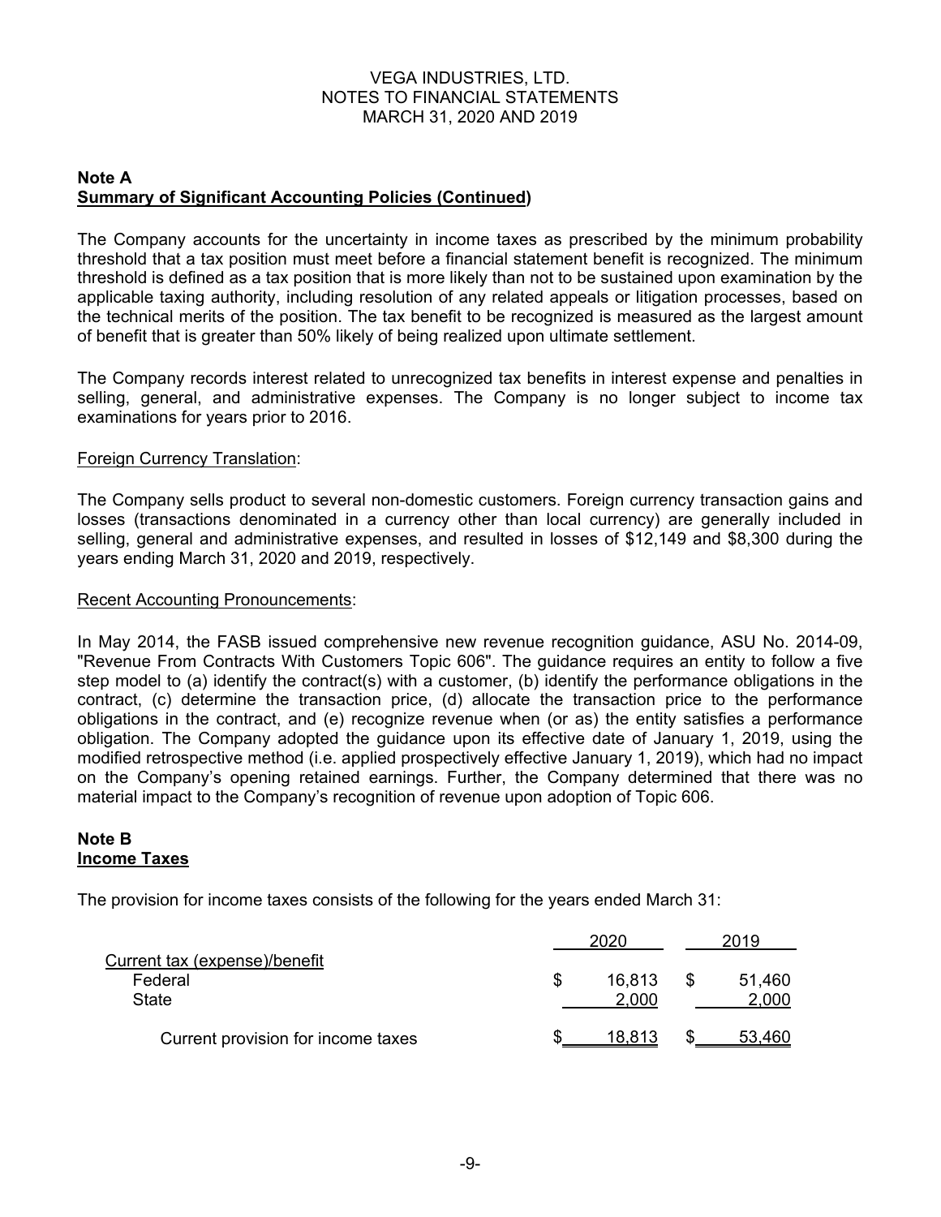VEGA INDUSTRIES, LTD.
NOTES TO FINANCIAL STATEMENTS
MARCH 31, 2020 AND 2019

**Note A**
**Summary of Significant Accounting Policies (Continued)**

The Company accounts for the uncertainty in income taxes as prescribed by the minimum probability threshold that a tax position must meet before a financial statement benefit is recognized. The minimum threshold is defined as a tax position that is more likely than not to be sustained upon examination by the applicable taxing authority, including resolution of any related appeals or litigation processes, based on the technical merits of the position. The tax benefit to be recognized is measured as the largest amount of benefit that is greater than 50% likely of being realized upon ultimate settlement.

The Company records interest related to unrecognized tax benefits in interest expense and penalties in selling, general, and administrative expenses. The Company is no longer subject to income tax examinations for years prior to 2016.

Foreign Currency Translation:

The Company sells product to several non-domestic customers. Foreign currency transaction gains and losses (transactions denominated in a currency other than local currency) are generally included in selling, general and administrative expenses, and resulted in losses of $12,149 and $8,300 during the years ending March 31, 2020 and 2019, respectively.

Recent Accounting Pronouncements:

In May 2014, the FASB issued comprehensive new revenue recognition guidance, ASU No. 2014-09, "Revenue From Contracts With Customers Topic 606". The guidance requires an entity to follow a five step model to (a) identify the contract(s) with a customer, (b) identify the performance obligations in the contract, (c) determine the transaction price, (d) allocate the transaction price to the performance obligations in the contract, and (e) recognize revenue when (or as) the entity satisfies a performance obligation. The Company adopted the guidance upon its effective date of January 1, 2019, using the modified retrospective method (i.e. applied prospectively effective January 1, 2019), which had no impact on the Company's opening retained earnings. Further, the Company determined that there was no material impact to the Company's recognition of revenue upon adoption of Topic 606.

**Note B**
**Income Taxes**

The provision for income taxes consists of the following for the years ended March 31:

| | 2020 | 2019 |
|---|---|---|
| Current tax (expense)/benefit | | |
| Federal | $ 16,813 | $ 51,460 |
| State | 2,000 | 2,000 |
| Current provision for income taxes | $ 18,813 | $ 53,460 |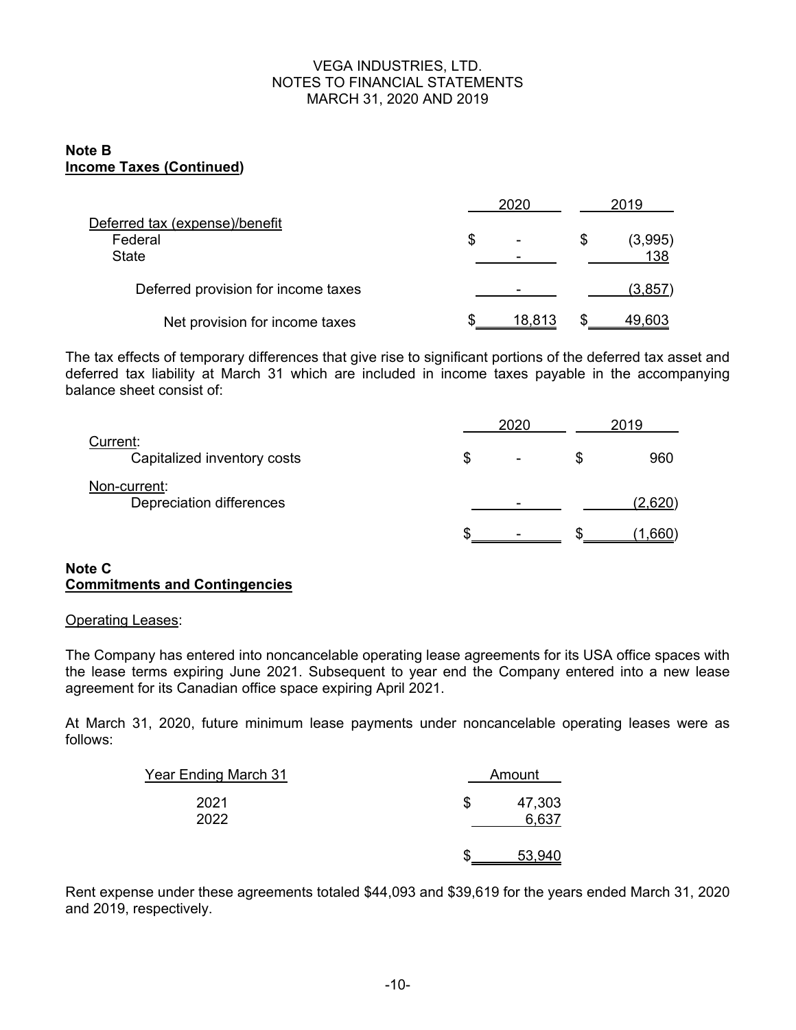VEGA INDUSTRIES, LTD.
NOTES TO FINANCIAL STATEMENTS
MARCH 31, 2020 AND 2019

**Note B**
**Income Taxes (Continued)**

| | 2020 | 2019 |
|---|---|---|
| Deferred tax (expense)/benefit | | |
| Federal | $ - | $ (3,995) |
| State | - | 138 |
| Deferred provision for income taxes | - | (3,857) |
| Net provision for income taxes | $ 18,813 | $ 49,603 |

The tax effects of temporary differences that give rise to significant portions of the deferred tax asset and deferred tax liability at March 31 which are included in income taxes payable in the accompanying balance sheet consist of:

| | 2020 | 2019 |
|---|---|---|
| Current: | | |
| Capitalized inventory costs | $ - | $ 960 |
| Non-current: | | |
| Depreciation differences | - | (2,620) |
| | $ - | $ (1,660) |

**Note C**
**Commitments and Contingencies**

Operating Leases:

The Company has entered into noncancelable operating lease agreements for its USA office spaces with the lease terms expiring June 2021. Subsequent to year end the Company entered into a new lease agreement for its Canadian office space expiring April 2021.

At March 31, 2020, future minimum lease payments under noncancelable operating leases were as follows:

| Year Ending March 31 | Amount |
|---|---|
| 2021 | $ 47,303 |
| 2022 | 6,637 |
| | $ 53,940 |

Rent expense under these agreements totaled $44,093 and $39,619 for the years ended March 31, 2020 and 2019, respectively.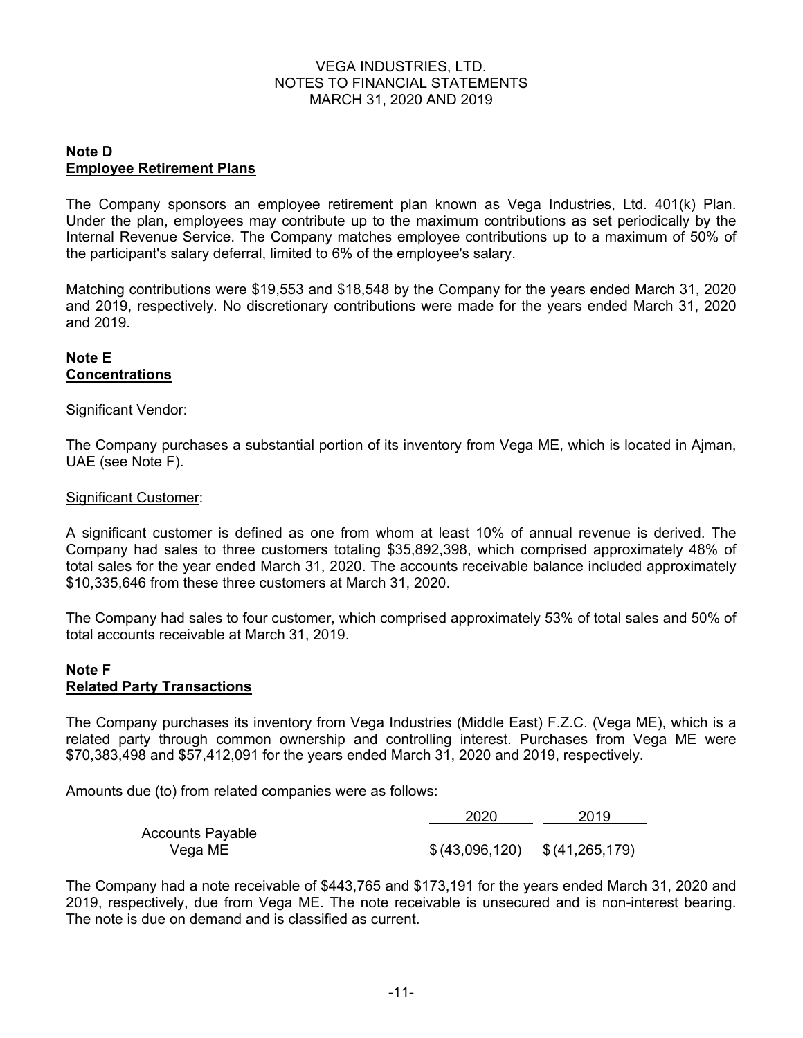VEGA INDUSTRIES, LTD.
NOTES TO FINANCIAL STATEMENTS
MARCH 31, 2020 AND 2019

**Note D**
**Employee Retirement Plans**

The Company sponsors an employee retirement plan known as Vega Industries, Ltd. 401(k) Plan. Under the plan, employees may contribute up to the maximum contributions as set periodically by the Internal Revenue Service. The Company matches employee contributions up to a maximum of 50% of the participant's salary deferral, limited to 6% of the employee's salary.

Matching contributions were $19,553 and $18,548 by the Company for the years ended March 31, 2020 and 2019, respectively. No discretionary contributions were made for the years ended March 31, 2020 and 2019.

**Note E**
**Concentrations**

Significant Vendor:

The Company purchases a substantial portion of its inventory from Vega ME, which is located in Ajman, UAE (see Note F).

Significant Customer:

A significant customer is defined as one from whom at least 10% of annual revenue is derived. The Company had sales to three customers totaling $35,892,398, which comprised approximately 48% of total sales for the year ended March 31, 2020. The accounts receivable balance included approximately $10,335,646 from these three customers at March 31, 2020.

The Company had sales to four customer, which comprised approximately 53% of total sales and 50% of total accounts receivable at March 31, 2019.

**Note F**
**Related Party Transactions**

The Company purchases its inventory from Vega Industries (Middle East) F.Z.C. (Vega ME), which is a related party through common ownership and controlling interest. Purchases from Vega ME were $70,383,498 and $57,412,091 for the years ended March 31, 2020 and 2019, respectively.

Amounts due (to) from related companies were as follows:

| | 2020 | 2019 |
|---|---|---|
| Accounts Payable | | |
| Vega ME | $ (43,096,120) | $ (41,265,179) |

The Company had a note receivable of $443,765 and $173,191 for the years ended March 31, 2020 and 2019, respectively, due from Vega ME. The note receivable is unsecured and is non-interest bearing. The note is due on demand and is classified as current.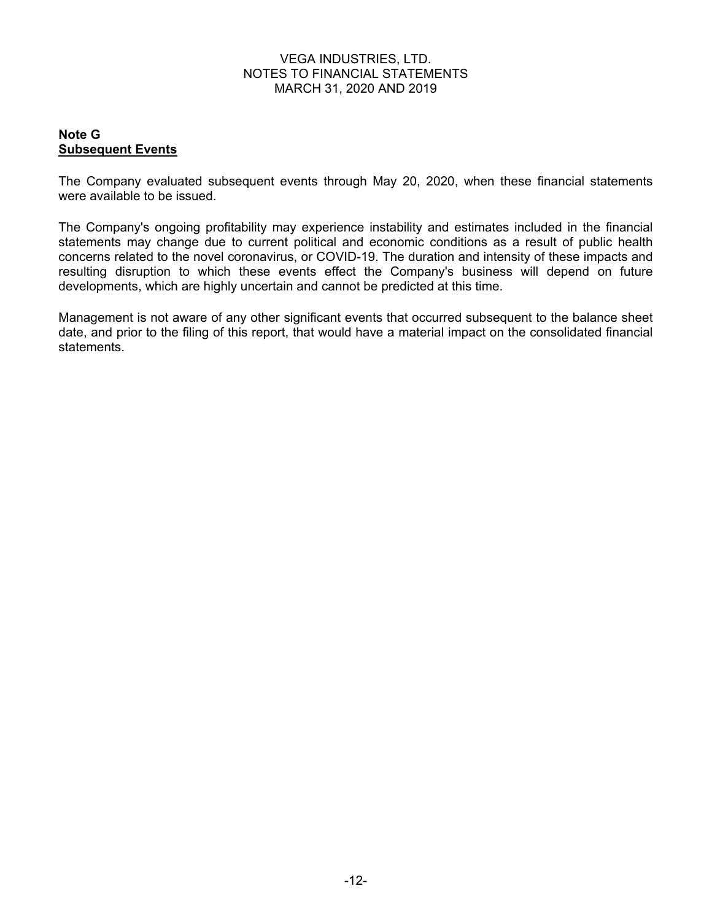**Note G**
**Subsequent Events**

The Company evaluated subsequent events through May 20, 2020, when these financial statements were available to be issued.

The Company's ongoing profitability may experience instability and estimates included in the financial statements may change due to current political and economic conditions as a result of public health concerns related to the novel coronavirus, or COVID-19. The duration and intensity of these impacts and resulting disruption to which these events effect the Company's business will depend on future developments, which are highly uncertain and cannot be predicted at this time.

Management is not aware of any other significant events that occurred subsequent to the balance sheet date, and prior to the filing of this report, that would have a material impact on the consolidated financial statements.